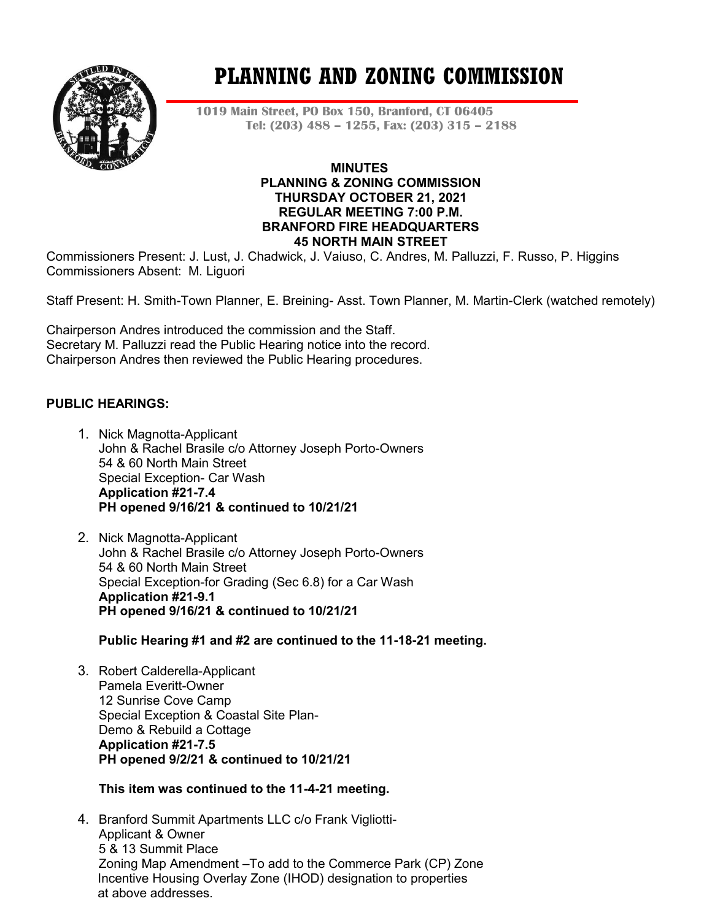# PLANNING AND ZONING COMMISSION

**1019 Main Street, PO Box 150, Branford, CT 06405**
**Tel: (203) 488 – 1255, Fax: (203) 315 – 2188**

**MINUTES**
**PLANNING & ZONING COMMISSION**
**THURSDAY OCTOBER 21, 2021**
**REGULAR MEETING 7:00 P.M.**
**BRANFORD FIRE HEADQUARTERS**
**45 NORTH MAIN STREET**

Commissioners Present: J. Lust, J. Chadwick, J. Vaiuso, C. Andres, M. Palluzzi, F. Russo, P. Higgins
Commissioners Absent: M. Liguori

Staff Present: H. Smith-Town Planner, E. Breining- Asst. Town Planner, M. Martin-Clerk (watched remotely)

Chairperson Andres introduced the commission and the Staff.
Secretary M. Palluzzi read the Public Hearing notice into the record.
Chairperson Andres then reviewed the Public Hearing procedures.

**PUBLIC HEARINGS:**

1. Nick Magnotta-Applicant
   John & Rachel Brasile c/o Attorney Joseph Porto-Owners
   54 & 60 North Main Street
   Special Exception- Car Wash
   **Application #21-7.4**
   **PH opened 9/16/21 & continued to 10/21/21**

2. Nick Magnotta-Applicant
   John & Rachel Brasile c/o Attorney Joseph Porto-Owners
   54 & 60 North Main Street
   Special Exception-for Grading (Sec 6.8) for a Car Wash
   **Application #21-9.1**
   **PH opened 9/16/21 & continued to 10/21/21**

   **Public Hearing #1 and #2 are continued to the 11-18-21 meeting.**

3. Robert Calderella-Applicant
   Pamela Everitt-Owner
   12 Sunrise Cove Camp
   Special Exception & Coastal Site Plan-
   Demo & Rebuild a Cottage
   **Application #21-7.5**
   **PH opened 9/2/21 & continued to 10/21/21**

   **This item was continued to the 11-4-21 meeting.**

4. Branford Summit Apartments LLC c/o Frank Vigliotti-
   Applicant & Owner
   5 & 13 Summit Place
   Zoning Map Amendment –To add to the Commerce Park (CP) Zone
   Incentive Housing Overlay Zone (IHOD) designation to properties
   at above addresses.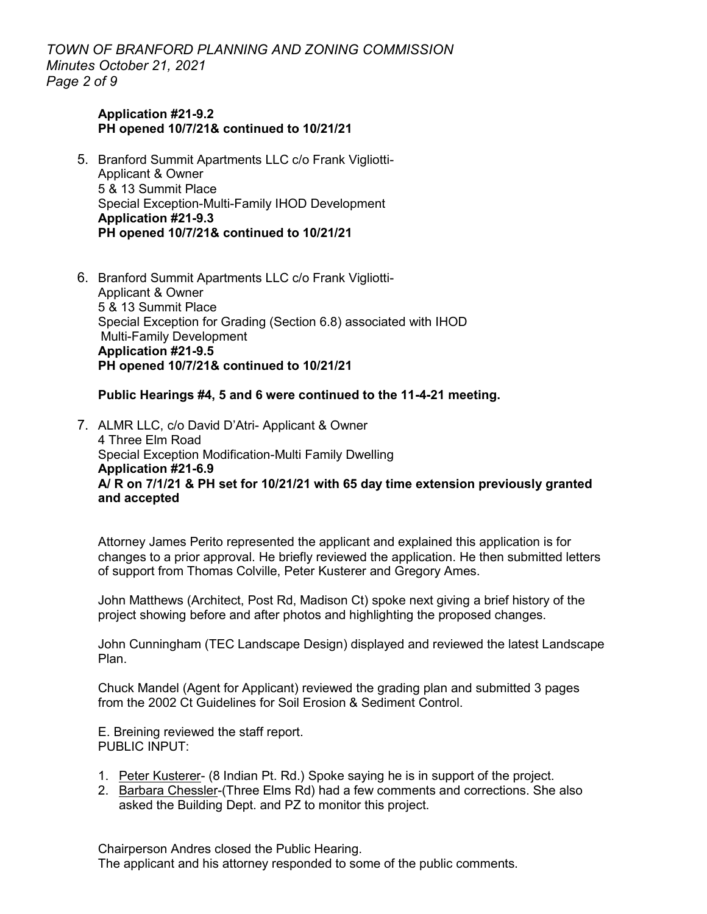**Application #21-9.2**
**PH opened 10/7/21& continued to 10/21/21**

5. Branford Summit Apartments LLC c/o Frank Vigliotti-
   Applicant & Owner
   5 & 13 Summit Place
   Special Exception-Multi-Family IHOD Development
   **Application #21-9.3**
   **PH opened 10/7/21& continued to 10/21/21**

6. Branford Summit Apartments LLC c/o Frank Vigliotti-
   Applicant & Owner
   5 & 13 Summit Place
   Special Exception for Grading (Section 6.8) associated with IHOD
   Multi-Family Development
   **Application #21-9.5**
   **PH opened 10/7/21& continued to 10/21/21**

**Public Hearings #4, 5 and 6 were continued to the 11-4-21 meeting.**

7. ALMR LLC, c/o David D'Atri- Applicant & Owner
   4 Three Elm Road
   Special Exception Modification-Multi Family Dwelling
   **Application #21-6.9**
   **A/ R on 7/1/21 & PH set for 10/21/21 with 65 day time extension previously granted and accepted**

Attorney James Perito represented the applicant and explained this application is for changes to a prior approval. He briefly reviewed the application. He then submitted letters of support from Thomas Colville, Peter Kusterer and Gregory Ames.

John Matthews (Architect, Post Rd, Madison Ct) spoke next giving a brief history of the project showing before and after photos and highlighting the proposed changes.

John Cunningham (TEC Landscape Design) displayed and reviewed the latest Landscape Plan.

Chuck Mandel (Agent for Applicant) reviewed the grading plan and submitted 3 pages from the 2002 Ct Guidelines for Soil Erosion & Sediment Control.

E. Breining reviewed the staff report.
PUBLIC INPUT:

1. Peter Kusterer- (8 Indian Pt. Rd.) Spoke saying he is in support of the project.
2. Barbara Chessler-(Three Elms Rd) had a few comments and corrections. She also asked the Building Dept. and PZ to monitor this project.

Chairperson Andres closed the Public Hearing.
The applicant and his attorney responded to some of the public comments.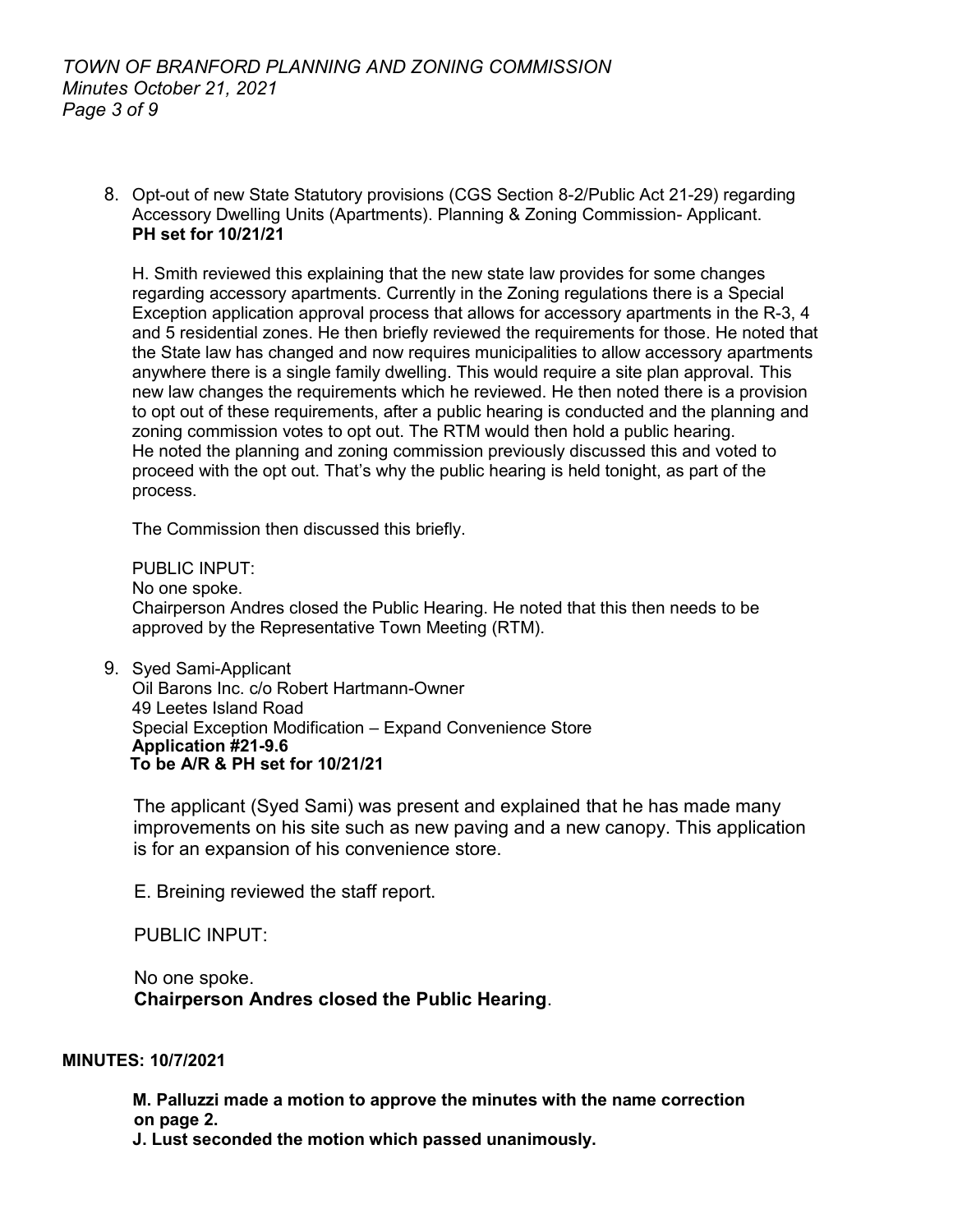8. Opt-out of new State Statutory provisions (CGS Section 8-2/Public Act 21-29) regarding Accessory Dwelling Units (Apartments). Planning & Zoning Commission- Applicant.
   **PH set for 10/21/21**

   H. Smith reviewed this explaining that the new state law provides for some changes regarding accessory apartments. Currently in the Zoning regulations there is a Special Exception application approval process that allows for accessory apartments in the R-3, 4 and 5 residential zones. He then briefly reviewed the requirements for those. He noted that the State law has changed and now requires municipalities to allow accessory apartments anywhere there is a single family dwelling. This would require a site plan approval. This new law changes the requirements which he reviewed. He then noted there is a provision to opt out of these requirements, after a public hearing is conducted and the planning and zoning commission votes to opt out. The RTM would then hold a public hearing. He noted the planning and zoning commission previously discussed this and voted to proceed with the opt out. That's why the public hearing is held tonight, as part of the process.

   The Commission then discussed this briefly.

   PUBLIC INPUT:
   No one spoke.
   Chairperson Andres closed the Public Hearing. He noted that this then needs to be approved by the Representative Town Meeting (RTM).

9. Syed Sami-Applicant
   Oil Barons Inc. c/o Robert Hartmann-Owner
   49 Leetes Island Road
   Special Exception Modification – Expand Convenience Store
   **Application #21-9.6**
   **To be A/R & PH set for 10/21/21**

   The applicant (Syed Sami) was present and explained that he has made many improvements on his site such as new paving and a new canopy. This application is for an expansion of his convenience store.

   E. Breining reviewed the staff report.

   PUBLIC INPUT:

   No one spoke.
   **Chairperson Andres closed the Public Hearing**.

**MINUTES: 10/7/2021**

**M. Palluzzi made a motion to approve the minutes with the name correction on page 2.**
**J. Lust seconded the motion which passed unanimously.**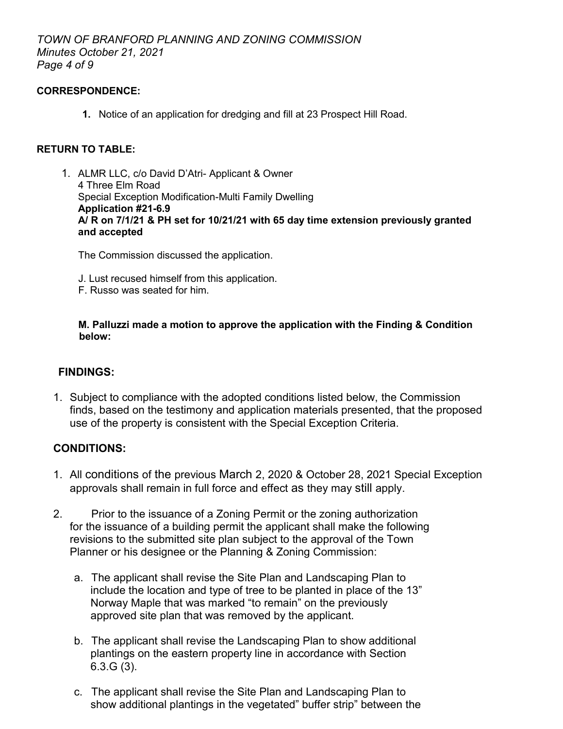**CORRESPONDENCE:**

1. Notice of an application for dredging and fill at 23 Prospect Hill Road.

**RETURN TO TABLE:**

1. ALMR LLC, c/o David D'Atri- Applicant & Owner
   4 Three Elm Road
   Special Exception Modification-Multi Family Dwelling
   **Application #21-6.9**
   **A/ R on 7/1/21 & PH set for 10/21/21 with 65 day time extension previously granted and accepted**

   The Commission discussed the application.

   J. Lust recused himself from this application.
   F. Russo was seated for him.

   **M. Palluzzi made a motion to approve the application with the Finding & Condition below:**

**FINDINGS:**

1. Subject to compliance with the adopted conditions listed below, the Commission finds, based on the testimony and application materials presented, that the proposed use of the property is consistent with the Special Exception Criteria.

**CONDITIONS:**

1. All conditions of the previous March 2, 2020 & October 28, 2021 Special Exception approvals shall remain in full force and effect as they may still apply.

2. Prior to the issuance of a Zoning Permit or the zoning authorization for the issuance of a building permit the applicant shall make the following revisions to the submitted site plan subject to the approval of the Town Planner or his designee or the Planning & Zoning Commission:

   a. The applicant shall revise the Site Plan and Landscaping Plan to include the location and type of tree to be planted in place of the 13" Norway Maple that was marked "to remain" on the previously approved site plan that was removed by the applicant.

   b. The applicant shall revise the Landscaping Plan to show additional plantings on the eastern property line in accordance with Section 6.3.G (3).

   c. The applicant shall revise the Site Plan and Landscaping Plan to show additional plantings in the vegetated" buffer strip" between the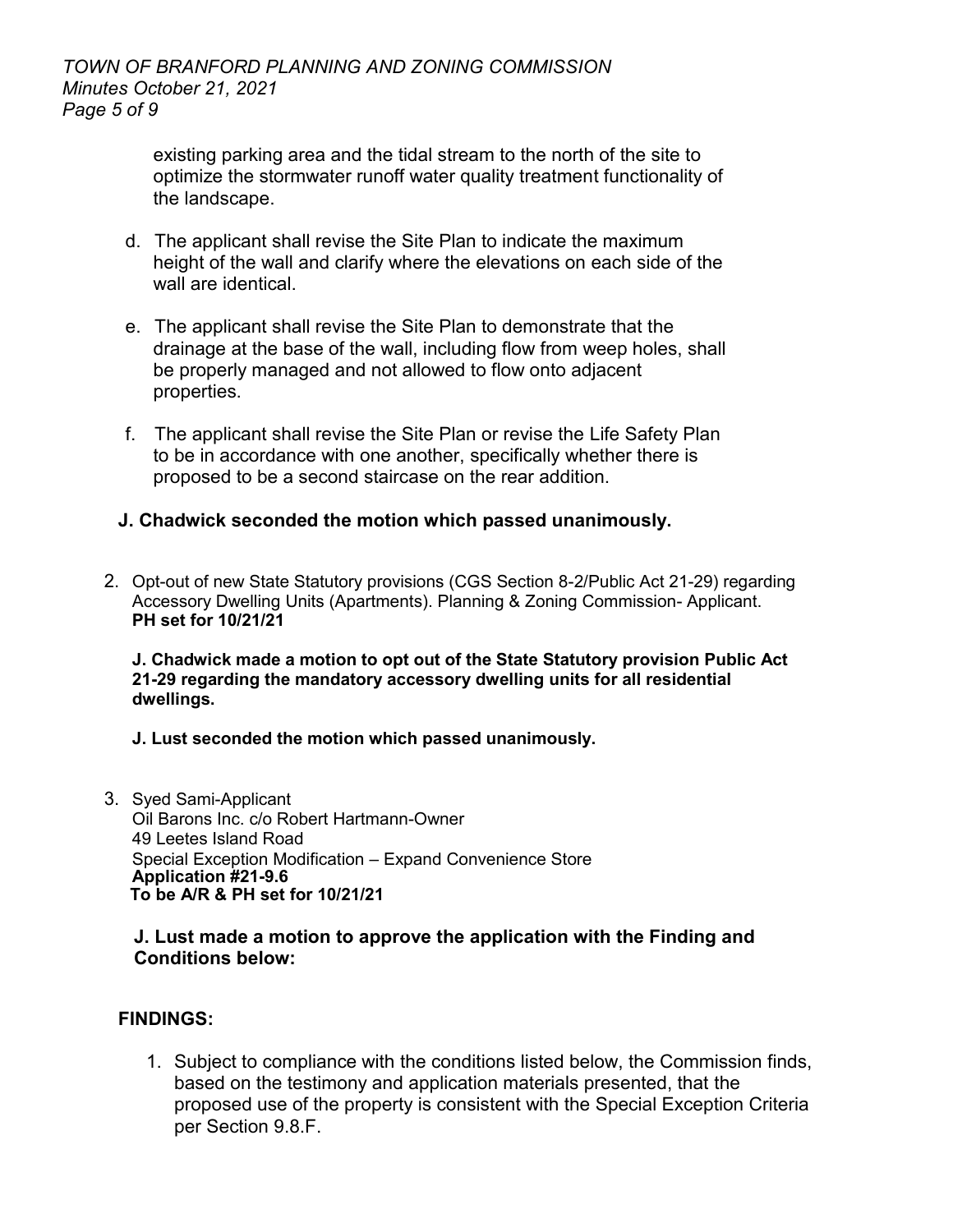existing parking area and the tidal stream to the north of the site to optimize the stormwater runoff water quality treatment functionality of the landscape.

d. The applicant shall revise the Site Plan to indicate the maximum height of the wall and clarify where the elevations on each side of the wall are identical.

e. The applicant shall revise the Site Plan to demonstrate that the drainage at the base of the wall, including flow from weep holes, shall be properly managed and not allowed to flow onto adjacent properties.

f. The applicant shall revise the Site Plan or revise the Life Safety Plan to be in accordance with one another, specifically whether there is proposed to be a second staircase on the rear addition.

**J. Chadwick seconded the motion which passed unanimously.**

2. Opt-out of new State Statutory provisions (CGS Section 8-2/Public Act 21-29) regarding Accessory Dwelling Units (Apartments). Planning & Zoning Commission- Applicant.
   **PH set for 10/21/21**

   **J. Chadwick made a motion to opt out of the State Statutory provision Public Act 21-29 regarding the mandatory accessory dwelling units for all residential dwellings.**

   **J. Lust seconded the motion which passed unanimously.**

3. Syed Sami-Applicant
   Oil Barons Inc. c/o Robert Hartmann-Owner
   49 Leetes Island Road
   Special Exception Modification – Expand Convenience Store
   **Application #21-9.6**
   **To be A/R & PH set for 10/21/21**

   **J. Lust made a motion to approve the application with the Finding and Conditions below:**

**FINDINGS:**

1. Subject to compliance with the conditions listed below, the Commission finds, based on the testimony and application materials presented, that the proposed use of the property is consistent with the Special Exception Criteria per Section 9.8.F.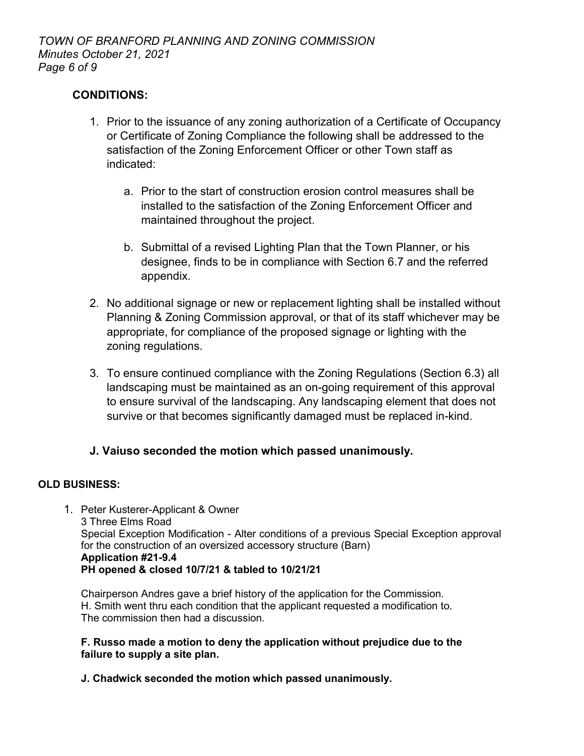**CONDITIONS:**

1. Prior to the issuance of any zoning authorization of a Certificate of Occupancy or Certificate of Zoning Compliance the following shall be addressed to the satisfaction of the Zoning Enforcement Officer or other Town staff as indicated:

    a. Prior to the start of construction erosion control measures shall be installed to the satisfaction of the Zoning Enforcement Officer and maintained throughout the project.

    b. Submittal of a revised Lighting Plan that the Town Planner, or his designee, finds to be in compliance with Section 6.7 and the referred appendix.

2. No additional signage or new or replacement lighting shall be installed without Planning & Zoning Commission approval, or that of its staff whichever may be appropriate, for compliance of the proposed signage or lighting with the zoning regulations.

3. To ensure continued compliance with the Zoning Regulations (Section 6.3) all landscaping must be maintained as an on-going requirement of this approval to ensure survival of the landscaping. Any landscaping element that does not survive or that becomes significantly damaged must be replaced in-kind.

**J. Vaiuso seconded the motion which passed unanimously.**

**OLD BUSINESS:**

1. Peter Kusterer-Applicant & Owner
   3 Three Elms Road
   Special Exception Modification - Alter conditions of a previous Special Exception approval for the construction of an oversized accessory structure (Barn)
   **Application #21-9.4**
   **PH opened & closed 10/7/21 & tabled to 10/21/21**

   Chairperson Andres gave a brief history of the application for the Commission.
   H. Smith went thru each condition that the applicant requested a modification to.
   The commission then had a discussion.

   **F. Russo made a motion to deny the application without prejudice due to the failure to supply a site plan.**

   **J. Chadwick seconded the motion which passed unanimously.**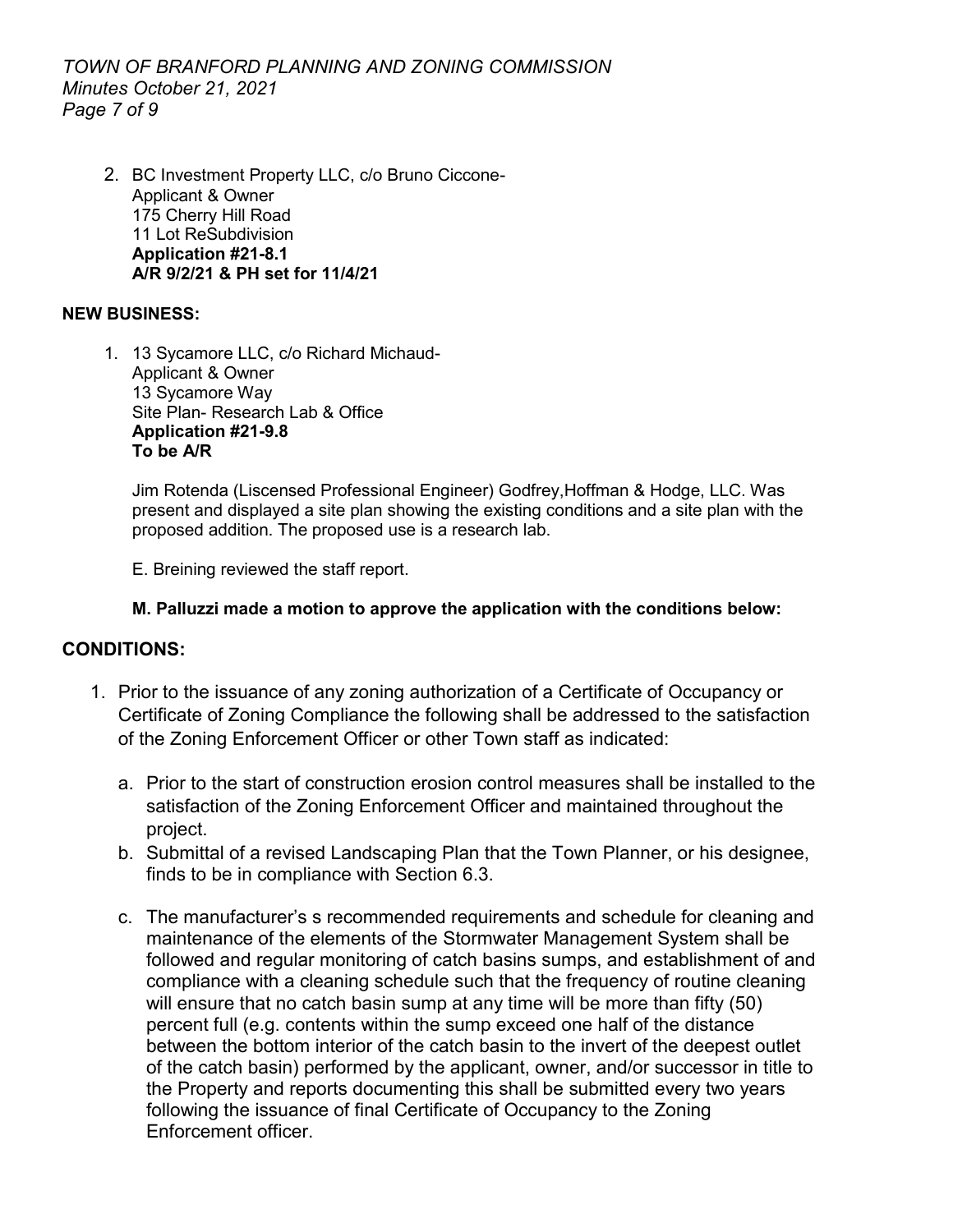2. BC Investment Property LLC, c/o Bruno Ciccone-
   Applicant & Owner
   175 Cherry Hill Road
   11 Lot ReSubdivision
   **Application #21-8.1**
   **A/R 9/2/21 & PH set for 11/4/21**

**NEW BUSINESS:**

1. 13 Sycamore LLC, c/o Richard Michaud-
   Applicant & Owner
   13 Sycamore Way
   Site Plan- Research Lab & Office
   **Application #21-9.8**
   **To be A/R**

   Jim Rotenda (Liscensed Professional Engineer) Godfrey,Hoffman & Hodge, LLC. Was present and displayed a site plan showing the existing conditions and a site plan with the proposed addition. The proposed use is a research lab.

   E. Breining reviewed the staff report.

   **M. Palluzzi made a motion to approve the application with the conditions below:**

## CONDITIONS:

1. Prior to the issuance of any zoning authorization of a Certificate of Occupancy or Certificate of Zoning Compliance the following shall be addressed to the satisfaction of the Zoning Enforcement Officer or other Town staff as indicated:

   a. Prior to the start of construction erosion control measures shall be installed to the satisfaction of the Zoning Enforcement Officer and maintained throughout the project.
   b. Submittal of a revised Landscaping Plan that the Town Planner, or his designee, finds to be in compliance with Section 6.3.
   c. The manufacturer's s recommended requirements and schedule for cleaning and maintenance of the elements of the Stormwater Management System shall be followed and regular monitoring of catch basins sumps, and establishment of and compliance with a cleaning schedule such that the frequency of routine cleaning will ensure that no catch basin sump at any time will be more than fifty (50) percent full (e.g. contents within the sump exceed one half of the distance between the bottom interior of the catch basin to the invert of the deepest outlet of the catch basin) performed by the applicant, owner, and/or successor in title to the Property and reports documenting this shall be submitted every two years following the issuance of final Certificate of Occupancy to the Zoning Enforcement officer.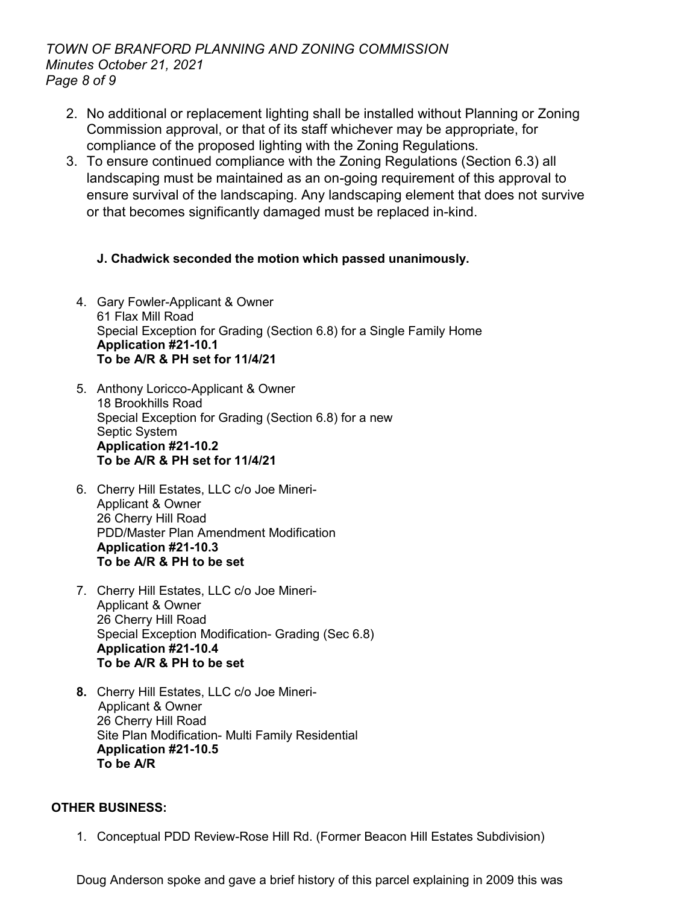2. No additional or replacement lighting shall be installed without Planning or Zoning Commission approval, or that of its staff whichever may be appropriate, for compliance of the proposed lighting with the Zoning Regulations.
3. To ensure continued compliance with the Zoning Regulations (Section 6.3) all landscaping must be maintained as an on-going requirement of this approval to ensure survival of the landscaping. Any landscaping element that does not survive or that becomes significantly damaged must be replaced in-kind.

**J. Chadwick seconded the motion which passed unanimously.**

4. Gary Fowler-Applicant & Owner
   61 Flax Mill Road
   Special Exception for Grading (Section 6.8) for a Single Family Home
   **Application #21-10.1**
   **To be A/R & PH set for 11/4/21**

5. Anthony Loricco-Applicant & Owner
   18 Brookhills Road
   Special Exception for Grading (Section 6.8) for a new Septic System
   **Application #21-10.2**
   **To be A/R & PH set for 11/4/21**

6. Cherry Hill Estates, LLC c/o Joe Mineri-
   Applicant & Owner
   26 Cherry Hill Road
   PDD/Master Plan Amendment Modification
   **Application #21-10.3**
   **To be A/R & PH to be set**

7. Cherry Hill Estates, LLC c/o Joe Mineri-
   Applicant & Owner
   26 Cherry Hill Road
   Special Exception Modification- Grading (Sec 6.8)
   **Application #21-10.4**
   **To be A/R & PH to be set**

8. Cherry Hill Estates, LLC c/o Joe Mineri-
   Applicant & Owner
   26 Cherry Hill Road
   Site Plan Modification- Multi Family Residential
   **Application #21-10.5**
   **To be A/R**

**OTHER BUSINESS:**

1. Conceptual PDD Review-Rose Hill Rd. (Former Beacon Hill Estates Subdivision)

Doug Anderson spoke and gave a brief history of this parcel explaining in 2009 this was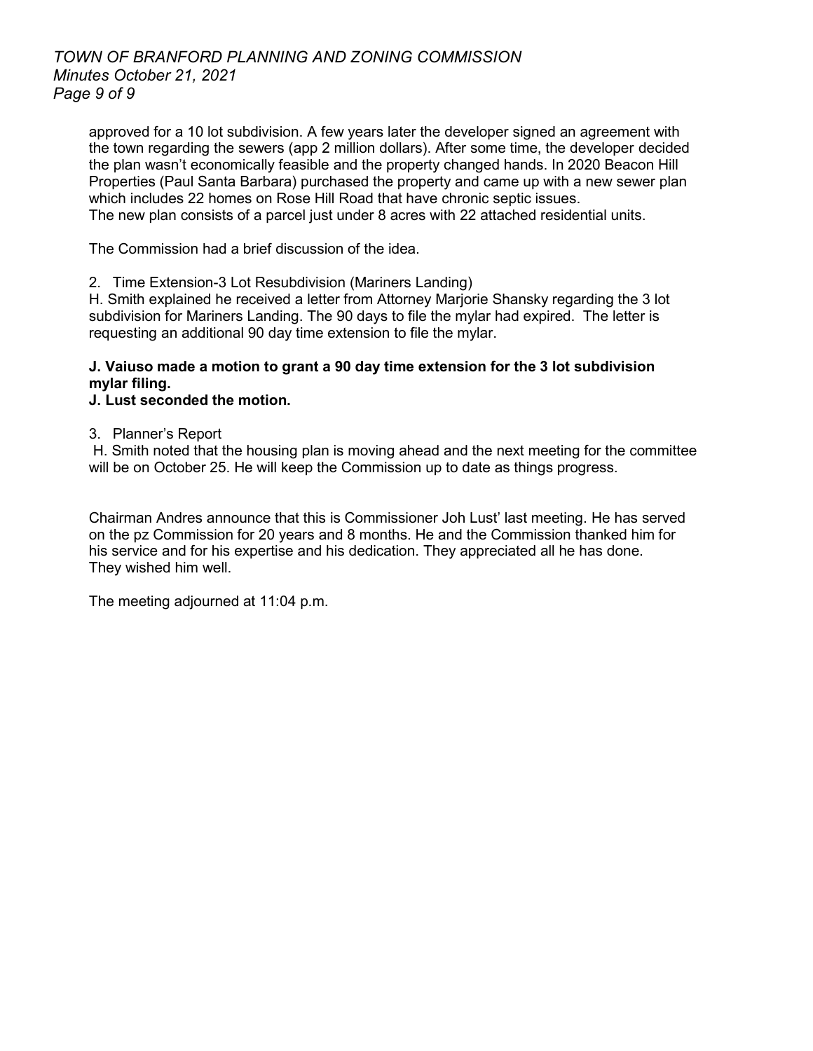approved for a 10 lot subdivision. A few years later the developer signed an agreement with the town regarding the sewers (app 2 million dollars). After some time, the developer decided the plan wasn't economically feasible and the property changed hands. In 2020 Beacon Hill Properties (Paul Santa Barbara) purchased the property and came up with a new sewer plan which includes 22 homes on Rose Hill Road that have chronic septic issues.
The new plan consists of a parcel just under 8 acres with 22 attached residential units.

The Commission had a brief discussion of the idea.

2. Time Extension-3 Lot Resubdivision (Mariners Landing)

H. Smith explained he received a letter from Attorney Marjorie Shansky regarding the 3 lot subdivision for Mariners Landing. The 90 days to file the mylar had expired. The letter is requesting an additional 90 day time extension to file the mylar.

**J. Vaiuso made a motion to grant a 90 day time extension for the 3 lot subdivision mylar filing.**
**J. Lust seconded the motion.**

3. Planner's Report

H. Smith noted that the housing plan is moving ahead and the next meeting for the committee will be on October 25. He will keep the Commission up to date as things progress.

Chairman Andres announce that this is Commissioner Joh Lust' last meeting. He has served on the pz Commission for 20 years and 8 months. He and the Commission thanked him for his service and for his expertise and his dedication. They appreciated all he has done. They wished him well.

The meeting adjourned at 11:04 p.m.